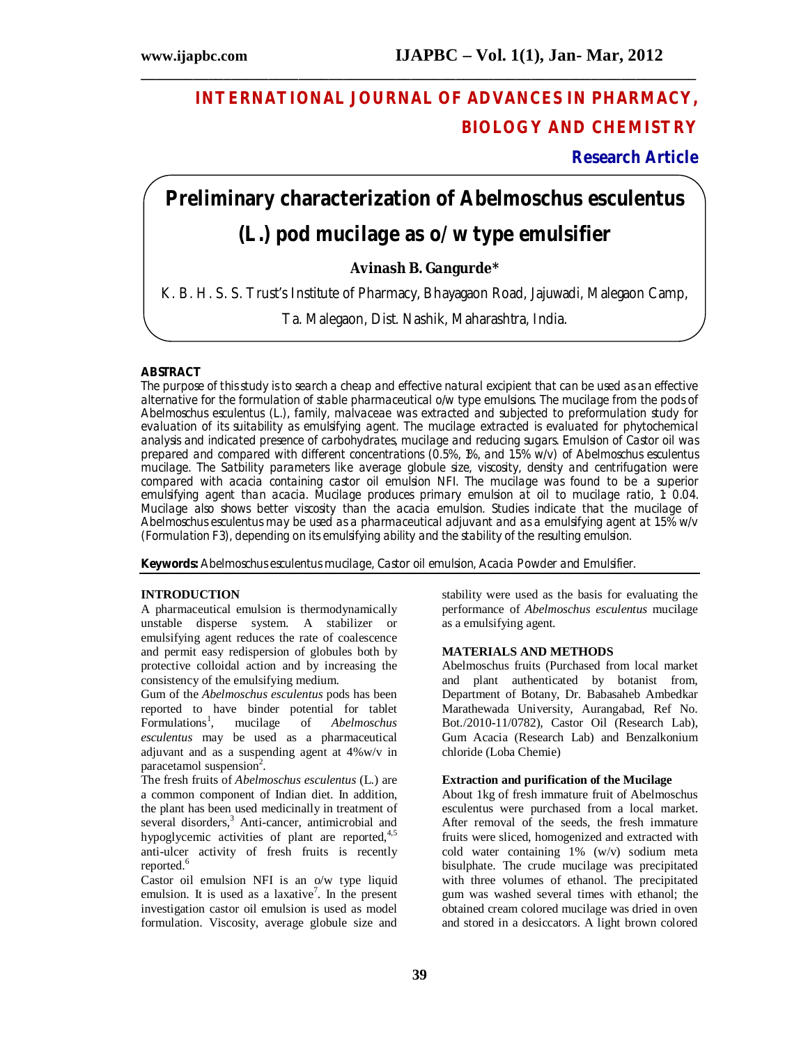# INTERNATIONAL JOURNAL OF ADVANCES IN PHARMACY, BIOLOGY AND CHEMISTRY

**Research Article**

# Preliminary characterization of Abelmoschus esculentus (L.) pod mucilage as o/w type emulsifier

**Avinash B. Gangurde***

K. B. H. S. S. Trust's Institute of Pharmacy, Bhayagaon Road, Jajuwadi, Malegaon Camp, Ta. Malegaon, Dist. Nashik, Maharashtra, India.

## ABSTRACT

The purpose of this study is to search a cheap and effective natural excipient that can be used as an effective alternative for the formulation of stable pharmaceutical o/w type emulsions. The mucilage from the pods of Abelmoschus esculentus (L.), family, malvaceae was extracted and subjected to preformulation study for evaluation of its suitability as emulsifying agent. The mucilage extracted is evaluated for phytochemical analysis and indicated presence of carbohydrates, mucilage and reducing sugars. Emulsion of Castor oil was prepared and compared with different concentrations (0.5%, 1%, and 1.5% w/v) of Abelmoschus esculentus mucilage. The Satbility parameters like average globule size, viscosity, density and centrifugation were compared with acacia containing castor oil emulsion NFI. The mucilage was found to be a superior emulsifying agent than acacia. Mucilage produces primary emulsion at oil to mucilage ratio, 1: 0.04. Mucilage also shows better viscosity than the acacia emulsion. Studies indicate that the mucilage of Abelmoschus esculentus may be used as a pharmaceutical adjuvant and as a emulsifying agent at 1.5% w/v (Formulation F3), depending on its emulsifying ability and the stability of the resulting emulsion.

**Keywords:** Abelmoschus esculentus mucilage, Castor oil emulsion, Acacia Powder and Emulsifier.

## INTRODUCTION

A pharmaceutical emulsion is thermodynamically unstable disperse system. A stabilizer or emulsifying agent reduces the rate of coalescence and permit easy redispersion of globules both by protective colloidal action and by increasing the consistency of the emulsifying medium.

Gum of the *Abelmoschus esculentus* pods has been reported to have binder potential for tablet Formulations[1], mucilage of *Abelmoschus esculentus* may be used as a pharmaceutical adjuvant and as a suspending agent at 4%w/v in paracetamol suspension[2].

The fresh fruits of *Abelmoschus esculentus* (L.) are a common component of Indian diet. In addition, the plant has been used medicinally in treatment of several disorders,[3] Anti-cancer, antimicrobial and hypoglycemic activities of plant are reported,[4,5] anti-ulcer activity of fresh fruits is recently reported.[6]

Castor oil emulsion NFI is an o/w type liquid emulsion. It is used as a laxative[7]. In the present investigation castor oil emulsion is used as model formulation. Viscosity, average globule size and stability were used as the basis for evaluating the performance of *Abelmoschus esculentus* mucilage as a emulsifying agent.

## MATERIALS AND METHODS

Abelmoschus fruits (Purchased from local market and plant authenticated by botanist from, Department of Botany, Dr. Babasaheb Ambedkar Marathewada University, Aurangabad, Ref No. Bot./2010-11/0782), Castor Oil (Research Lab), Gum Acacia (Research Lab) and Benzalkonium chloride (Loba Chemie)

### Extraction and purification of the Mucilage

About 1kg of fresh immature fruit of Abelmoschus esculentus were purchased from a local market. After removal of the seeds, the fresh immature fruits were sliced, homogenized and extracted with cold water containing 1% (w/v) sodium meta bisulphate. The crude mucilage was precipitated with three volumes of ethanol. The precipitated gum was washed several times with ethanol; the obtained cream colored mucilage was dried in oven and stored in a desiccators. A light brown colored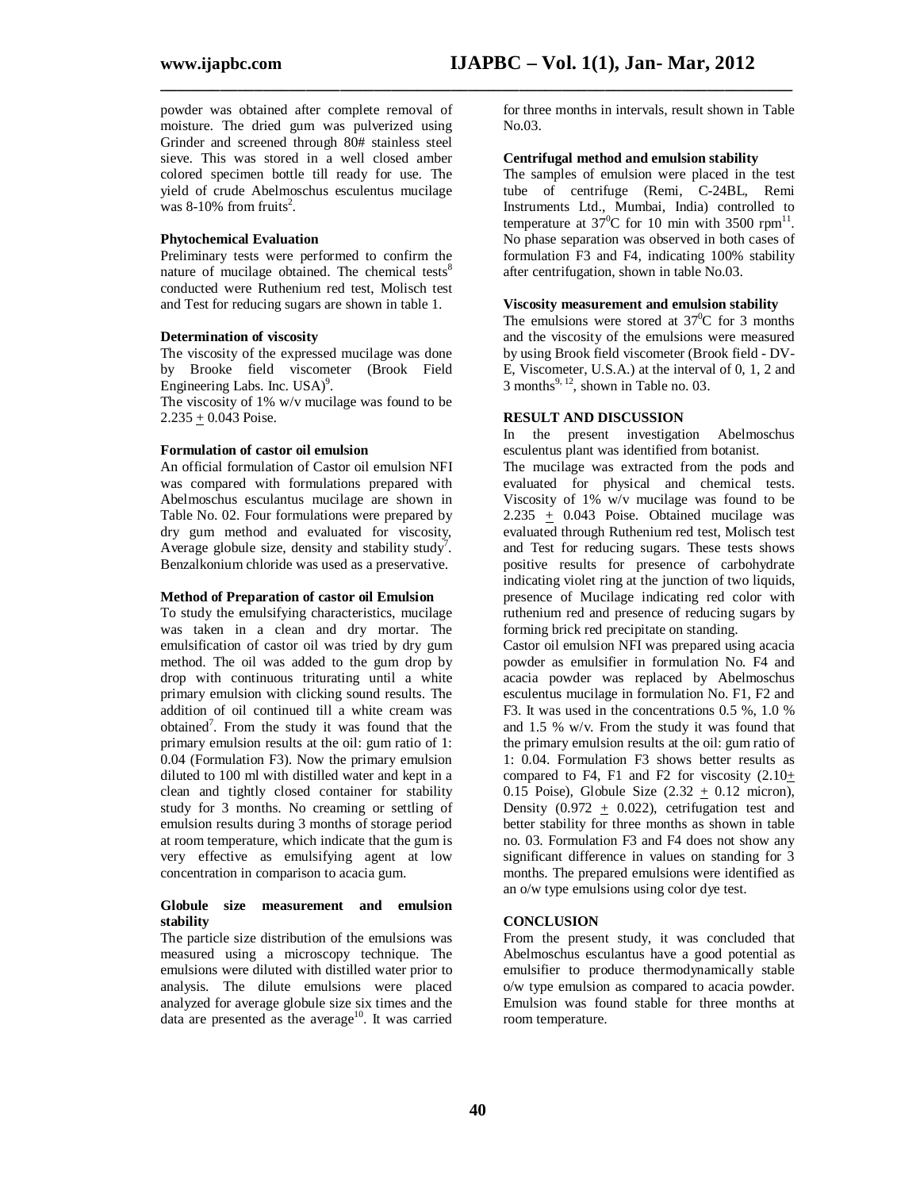powder was obtained after complete removal of moisture. The dried gum was pulverized using Grinder and screened through 80# stainless steel sieve. This was stored in a well closed amber colored specimen bottle till ready for use. The yield of crude Abelmoschus esculentus mucilage was 8-10% from fruits[2].

**Phytochemical Evaluation**

Preliminary tests were performed to confirm the nature of mucilage obtained. The chemical tests[8] conducted were Ruthenium red test, Molisch test and Test for reducing sugars are shown in table 1.

**Determination of viscosity**

The viscosity of the expressed mucilage was done by Brooke field viscometer (Brook Field Engineering Labs. Inc. USA)[9].

The viscosity of 1% w/v mucilage was found to be 2.235 $\pm$ 0.043 Poise.

**Formulation of castor oil emulsion**

An official formulation of Castor oil emulsion NFI was compared with formulations prepared with Abelmoschus esculantus mucilage are shown in Table No. 02. Four formulations were prepared by dry gum method and evaluated for viscosity, Average globule size, density and stability study[7]. Benzalkonium chloride was used as a preservative.

**Method of Preparation of castor oil Emulsion**

To study the emulsifying characteristics, mucilage was taken in a clean and dry mortar. The emulsification of castor oil was tried by dry gum method. The oil was added to the gum drop by drop with continuous triturating until a white primary emulsion with clicking sound results. The addition of oil continued till a white cream was obtained[7]. From the study it was found that the primary emulsion results at the oil: gum ratio of 1: 0.04 (Formulation F3). Now the primary emulsion diluted to 100 ml with distilled water and kept in a clean and tightly closed container for stability study for 3 months. No creaming or settling of emulsion results during 3 months of storage period at room temperature, which indicate that the gum is very effective as emulsifying agent at low concentration in comparison to acacia gum.

**Globule size measurement and emulsion stability**

The particle size distribution of the emulsions was measured using a microscopy technique. The emulsions were diluted with distilled water prior to analysis. The dilute emulsions were placed analyzed for average globule size six times and the data are presented as the average[10]. It was carried for three months in intervals, result shown in Table No.03.

**Centrifugal method and emulsion stability**

The samples of emulsion were placed in the test tube of centrifuge (Remi, C-24BL, Remi Instruments Ltd., Mumbai, India) controlled to temperature at $37^0$C for 10 min with 3500 rpm[11]. No phase separation was observed in both cases of formulation F3 and F4, indicating 100% stability after centrifugation, shown in table No.03.

**Viscosity measurement and emulsion stability**

The emulsions were stored at $37^0$C for 3 months and the viscosity of the emulsions were measured by using Brook field viscometer (Brook field - DV-E, Viscometer, U.S.A.) at the interval of 0, 1, 2 and 3 months[9, 12], shown in Table no. 03.

## RESULT AND DISCUSSION

In the present investigation Abelmoschus esculentus plant was identified from botanist.

The mucilage was extracted from the pods and evaluated for physical and chemical tests. Viscosity of 1% w/v mucilage was found to be 2.235 $\pm$ 0.043 Poise. Obtained mucilage was evaluated through Ruthenium red test, Molisch test and Test for reducing sugars. These tests shows positive results for presence of carbohydrate indicating violet ring at the junction of two liquids, presence of Mucilage indicating red color with ruthenium red and presence of reducing sugars by forming brick red precipitate on standing.

Castor oil emulsion NFI was prepared using acacia powder as emulsifier in formulation No. F4 and acacia powder was replaced by Abelmoschus esculentus mucilage in formulation No. F1, F2 and F3. It was used in the concentrations 0.5 %, 1.0 % and 1.5 % w/v. From the study it was found that the primary emulsion results at the oil: gum ratio of 1: 0.04. Formulation F3 shows better results as compared to F4, F1 and F2 for viscosity (2.10$\pm$ 0.15 Poise), Globule Size (2.32 $\pm$ 0.12 micron), Density (0.972 $\pm$ 0.022), cetrifugation test and better stability for three months as shown in table no. 03. Formulation F3 and F4 does not show any significant difference in values on standing for 3 months. The prepared emulsions were identified as an o/w type emulsions using color dye test.

## CONCLUSION

From the present study, it was concluded that Abelmoschus esculantus have a good potential as emulsifier to produce thermodynamically stable o/w type emulsion as compared to acacia powder. Emulsion was found stable for three months at room temperature.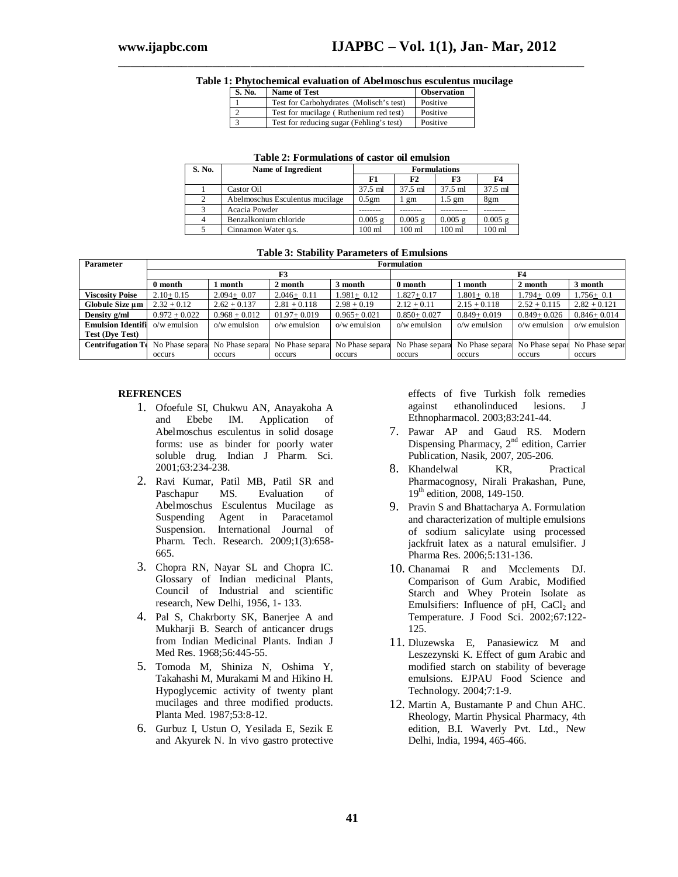**Table 1: Phytochemical evaluation of Abelmoschus esculentus mucilage**

| S. No. | Name of Test | Observation |
|---|---|---|
| 1 | Test for Carbohydrates (Molisch's test) | Positive |
| 2 | Test for mucilage ( Ruthenium red test) | Positive |
| 3 | Test for reducing sugar (Fehling's test) | Positive |

**Table 2: Formulations of castor oil emulsion**

| S. No. | Name of Ingredient | Formulations | | | |
|---|---|---|---|---|---|
| | | F1 | F2 | F3 | F4 |
| 1 | Castor Oil | 37.5 ml | 37.5 ml | 37.5 ml | 37.5 ml |
| 2 | Abelmoschus Esculentus mucilage | 0.5gm | 1 gm | 1.5 gm | 8gm |
| 3 | Acacia Powder | -------- | -------- | ---------- | -------- |
| 4 | Benzalkonium chloride | 0.005 g | 0.005 g | 0.005 g | 0.005 g |
| 5 | Cinnamon Water q.s. | 100 ml | 100 ml | 100 ml | 100 ml |

**Table 3: Stability Parameters of Emulsions**

| Parameter | Formulation | | | | | | | |
|---|---|---|---|---|---|---|---|---|
| | F3 | | | | F4 | | | |
| | 0 month | 1 month | 2 month | 3 month | 0 month | 1 month | 2 month | 3 month |
| Viscosity Poise | 2.10± 0.15 | 2.094± 0.07 | 2.046± 0.11 | 1.981± 0.12 | 1.827± 0.17 | 1.801± 0.18 | 1.794± 0.09 | 1.756± 0.1 |
| Globule Size µm | 2.32 ± 0.12 | 2.62 ± 0.137 | 2.81 ± 0.118 | 2.98 ± 0.19 | 2.12 ± 0.11 | 2.15 ± 0.118 | 2.52 ± 0.115 | 2.82 ± 0.121 |
| Density g/ml | 0.972 ± 0.022 | 0.968 ± 0.012 | 01.97± 0.019 | 0.965± 0.021 | 0.850± 0.027 | 0.849± 0.019 | 0.849± 0.026 | 0.846± 0.014 |
| Emulsion Identification Test (Dye Test) | o/w emulsion | o/w emulsion | o/w emulsion | o/w emulsion | o/w emulsion | o/w emulsion | o/w emulsion | o/w emulsion |
| Centrifugation Test | No Phase separation occurs | No Phase separation occurs | No Phase separation occurs | No Phase separation occurs | No Phase separation occurs | No Phase separation occurs | No Phase separation occurs | No Phase separation occurs |

## REFRENCES

1. Ofoefule SI, Chukwu AN, Anayakoha A and Ebebe IM. Application of Abelmoschus esculentus in solid dosage forms: use as binder for poorly water soluble drug. Indian J Pharm. Sci. 2001;63:234-238.
2. Ravi Kumar, Patil MB, Patil SR and Paschapur MS. Evaluation of Abelmoschus Esculentus Mucilage as Suspending Agent in Paracetamol Suspension. International Journal of Pharm. Tech. Research. 2009;1(3):658-665.
3. Chopra RN, Nayar SL and Chopra IC. Glossary of Indian medicinal Plants, Council of Industrial and scientific research, New Delhi, 1956, 1- 133.
4. Pal S, Chakrborty SK, Banerjee A and Mukharji B. Search of anticancer drugs from Indian Medicinal Plants. Indian J Med Res. 1968;56:445-55.
5. Tomoda M, Shiniza N, Oshima Y, Takahashi M, Murakami M and Hikino H. Hypoglycemic activity of twenty plant mucilages and three modified products. Planta Med. 1987;53:8-12.
6. Gurbuz I, Ustun O, Yesilada E, Sezik E and Akyurek N. In vivo gastro protective effects of five Turkish folk remedies against ethanolinduced lesions. J Ethnopharmacol. 2003;83:241-44.
7. Pawar AP and Gaud RS. Modern Dispensing Pharmacy, 2nd edition, Carrier Publication, Nasik, 2007, 205-206.
8. Khandelwal KR, Practical Pharmacognosy, Nirali Prakashan, Pune, 19th edition, 2008, 149-150.
9. Pravin S and Bhattacharya A. Formulation and characterization of multiple emulsions of sodium salicylate using processed jackfruit latex as a natural emulsifier. J Pharma Res. 2006;5:131-136.
10. Chanamai R and Mcclements DJ. Comparison of Gum Arabic, Modified Starch and Whey Protein Isolate as Emulsifiers: Influence of pH, $CaCl_2$ and Temperature. J Food Sci. 2002;67:122-125.
11. Dluzewska E, Panasiewicz M and Leszezynski K. Effect of gum Arabic and modified starch on stability of beverage emulsions. EJPAU Food Science and Technology. 2004;7:1-9.
12. Martin A, Bustamante P and Chun AHC. Rheology, Martin Physical Pharmacy, 4th edition, B.I. Waverly Pvt. Ltd., New Delhi, India, 1994, 465-466.